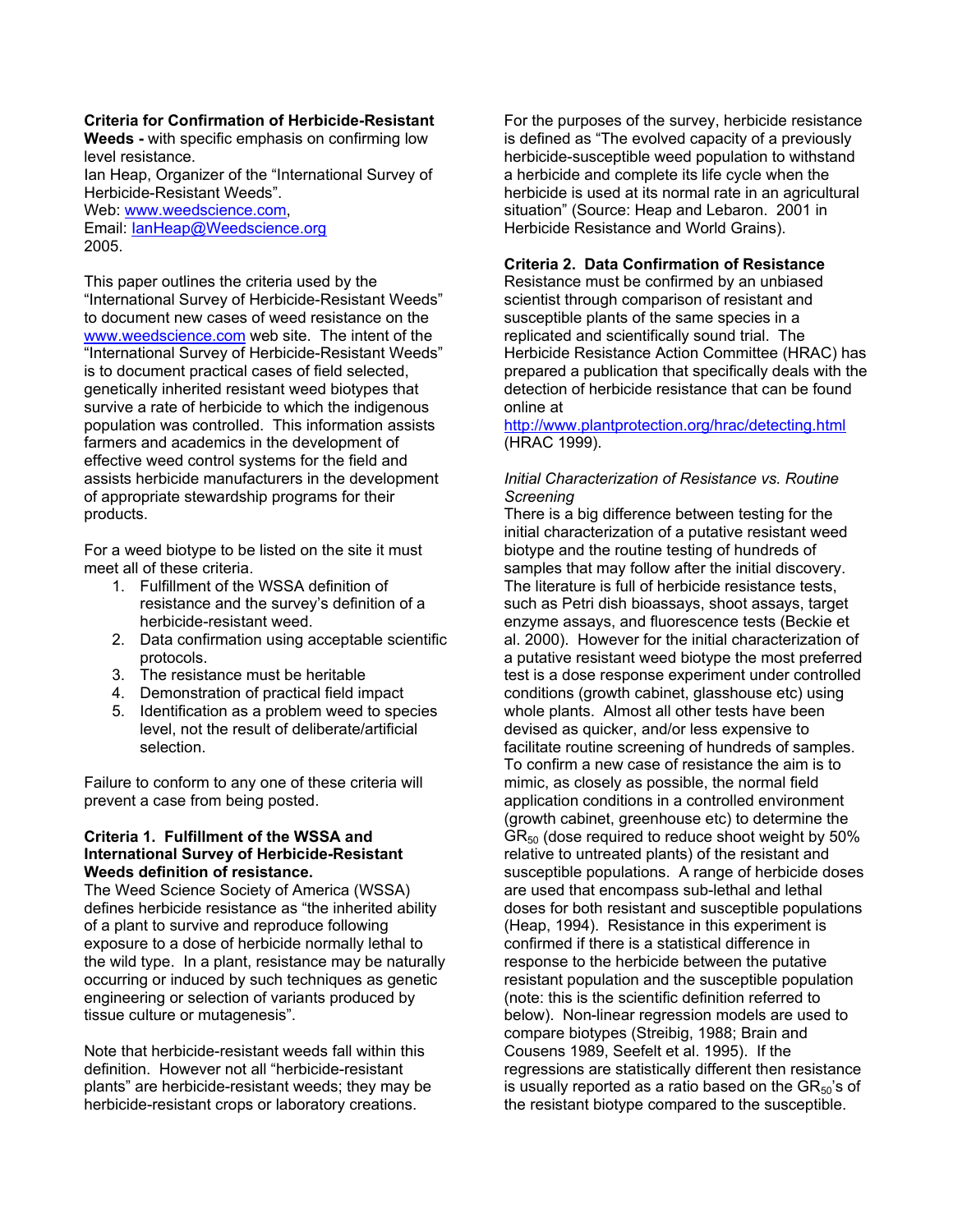**Criteria for Confirmation of Herbicide-Resistant Weeds -** with specific emphasis on confirming low level resistance.

Ian Heap, Organizer of the "International Survey of Herbicide-Resistant Weeds".

Web: www.weedscience.com,

Email: IanHeap@Weedscience.org

2005.

This paper outlines the criteria used by the "International Survey of Herbicide-Resistant Weeds" to document new cases of weed resistance on the www.weedscience.com web site. The intent of the "International Survey of Herbicide-Resistant Weeds" is to document practical cases of field selected, genetically inherited resistant weed biotypes that survive a rate of herbicide to which the indigenous population was controlled. This information assists farmers and academics in the development of effective weed control systems for the field and assists herbicide manufacturers in the development of appropriate stewardship programs for their products.

For a weed biotype to be listed on the site it must meet all of these criteria.

1. Fulfillment of the WSSA definition of resistance and the survey's definition of a herbicide-resistant weed.
2. Data confirmation using acceptable scientific protocols.
3. The resistance must be heritable
4. Demonstration of practical field impact
5. Identification as a problem weed to species level, not the result of deliberate/artificial selection.

Failure to conform to any one of these criteria will prevent a case from being posted.

**Criteria 1. Fulfillment of the WSSA and International Survey of Herbicide-Resistant Weeds definition of resistance.**

The Weed Science Society of America (WSSA) defines herbicide resistance as "the inherited ability of a plant to survive and reproduce following exposure to a dose of herbicide normally lethal to the wild type. In a plant, resistance may be naturally occurring or induced by such techniques as genetic engineering or selection of variants produced by tissue culture or mutagenesis".

Note that herbicide-resistant weeds fall within this definition. However not all "herbicide-resistant plants" are herbicide-resistant weeds; they may be herbicide-resistant crops or laboratory creations.

For the purposes of the survey, herbicide resistance is defined as "The evolved capacity of a previously herbicide-susceptible weed population to withstand a herbicide and complete its life cycle when the herbicide is used at its normal rate in an agricultural situation" (Source: Heap and Lebaron. 2001 in Herbicide Resistance and World Grains).

**Criteria 2. Data Confirmation of Resistance**

Resistance must be confirmed by an unbiased scientist through comparison of resistant and susceptible plants of the same species in a replicated and scientifically sound trial. The Herbicide Resistance Action Committee (HRAC) has prepared a publication that specifically deals with the detection of herbicide resistance that can be found online at http://www.plantprotection.org/hrac/detecting.html (HRAC 1999).

*Initial Characterization of Resistance vs. Routine Screening*

There is a big difference between testing for the initial characterization of a putative resistant weed biotype and the routine testing of hundreds of samples that may follow after the initial discovery. The literature is full of herbicide resistance tests, such as Petri dish bioassays, shoot assays, target enzyme assays, and fluorescence tests (Beckie et al. 2000). However for the initial characterization of a putative resistant weed biotype the most preferred test is a dose response experiment under controlled conditions (growth cabinet, glasshouse etc) using whole plants. Almost all other tests have been devised as quicker, and/or less expensive to facilitate routine screening of hundreds of samples. To confirm a new case of resistance the aim is to mimic, as closely as possible, the normal field application conditions in a controlled environment (growth cabinet, greenhouse etc) to determine the $GR_{50}$ (dose required to reduce shoot weight by 50% relative to untreated plants) of the resistant and susceptible populations. A range of herbicide doses are used that encompass sub-lethal and lethal doses for both resistant and susceptible populations (Heap, 1994). Resistance in this experiment is confirmed if there is a statistical difference in response to the herbicide between the putative resistant population and the susceptible population (note: this is the scientific definition referred to below). Non-linear regression models are used to compare biotypes (Streibig, 1988; Brain and Cousens 1989, Seefelt et al. 1995). If the regressions are statistically different then resistance is usually reported as a ratio based on the $GR_{50}$'s of the resistant biotype compared to the susceptible.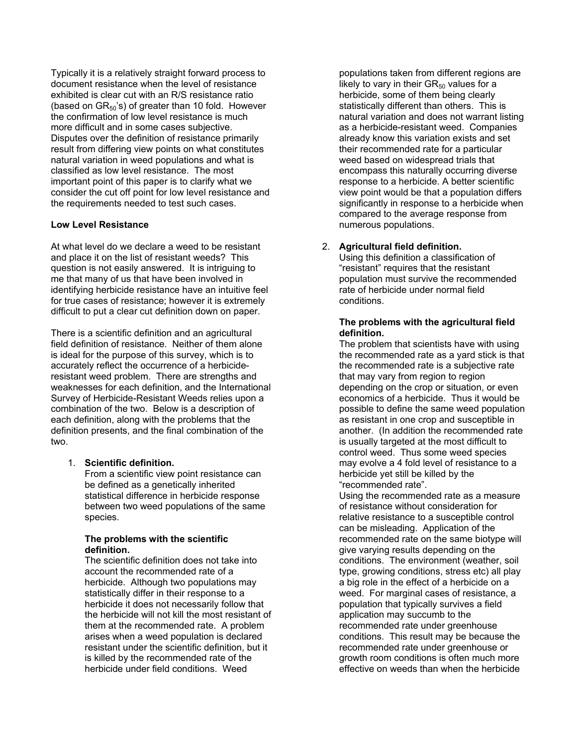Typically it is a relatively straight forward process to document resistance when the level of resistance exhibited is clear cut with an R/S resistance ratio (based on $GR_{50}$'s) of greater than 10 fold. However the confirmation of low level resistance is much more difficult and in some cases subjective. Disputes over the definition of resistance primarily result from differing view points on what constitutes natural variation in weed populations and what is classified as low level resistance. The most important point of this paper is to clarify what we consider the cut off point for low level resistance and the requirements needed to test such cases.

**Low Level Resistance**

At what level do we declare a weed to be resistant and place it on the list of resistant weeds? This question is not easily answered. It is intriguing to me that many of us that have been involved in identifying herbicide resistance have an intuitive feel for true cases of resistance; however it is extremely difficult to put a clear cut definition down on paper.

There is a scientific definition and an agricultural field definition of resistance. Neither of them alone is ideal for the purpose of this survey, which is to accurately reflect the occurrence of a herbicide-resistant weed problem. There are strengths and weaknesses for each definition, and the International Survey of Herbicide-Resistant Weeds relies upon a combination of the two. Below is a description of each definition, along with the problems that the definition presents, and the final combination of the two.

1. **Scientific definition.**
   From a scientific view point resistance can be defined as a genetically inherited statistical difference in herbicide response between two weed populations of the same species.

   **The problems with the scientific definition.**
   The scientific definition does not take into account the recommended rate of a herbicide. Although two populations may statistically differ in their response to a herbicide it does not necessarily follow that the herbicide will not kill the most resistant of them at the recommended rate. A problem arises when a weed population is declared resistant under the scientific definition, but it is killed by the recommended rate of the herbicide under field conditions. Weed populations taken from different regions are likely to vary in their $GR_{50}$ values for a herbicide, some of them being clearly statistically different than others. This is natural variation and does not warrant listing as a herbicide-resistant weed. Companies already know this variation exists and set their recommended rate for a particular weed based on widespread trials that encompass this naturally occurring diverse response to a herbicide. A better scientific view point would be that a population differs significantly in response to a herbicide when compared to the average response from numerous populations.

2. **Agricultural field definition.**
   Using this definition a classification of "resistant" requires that the resistant population must survive the recommended rate of herbicide under normal field conditions.

   **The problems with the agricultural field definition.**
   The problem that scientists have with using the recommended rate as a yard stick is that the recommended rate is a subjective rate that may vary from region to region depending on the crop or situation, or even economics of a herbicide. Thus it would be possible to define the same weed population as resistant in one crop and susceptible in another. (In addition the recommended rate is usually targeted at the most difficult to control weed. Thus some weed species may evolve a 4 fold level of resistance to a herbicide yet still be killed by the "recommended rate".
   Using the recommended rate as a measure of resistance without consideration for relative resistance to a susceptible control can be misleading. Application of the recommended rate on the same biotype will give varying results depending on the conditions. The environment (weather, soil type, growing conditions, stress etc) all play a big role in the effect of a herbicide on a weed. For marginal cases of resistance, a population that typically survives a field application may succumb to the recommended rate under greenhouse conditions. This result may be because the recommended rate under greenhouse or growth room conditions is often much more effective on weeds than when the herbicide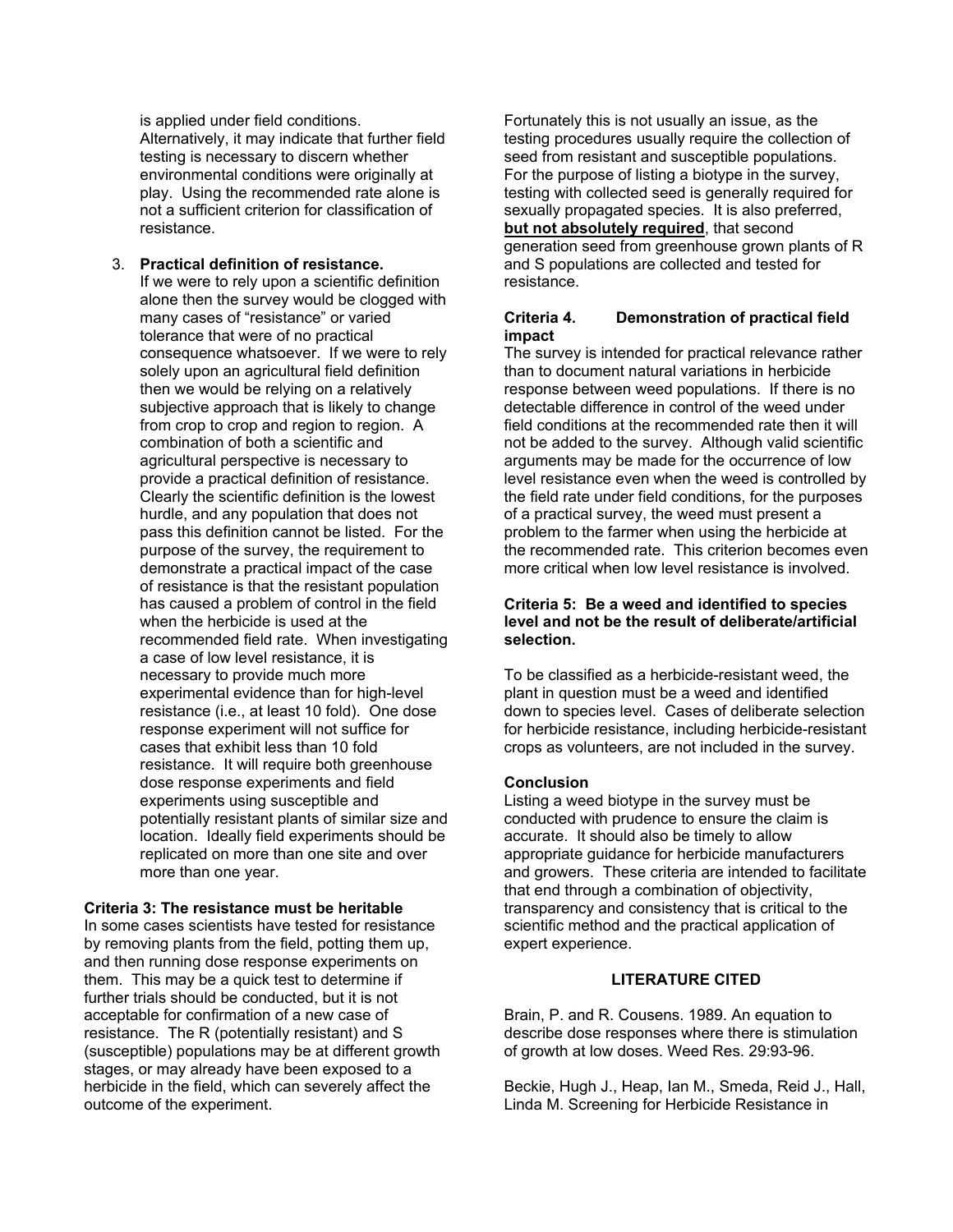is applied under field conditions. Alternatively, it may indicate that further field testing is necessary to discern whether environmental conditions were originally at play. Using the recommended rate alone is not a sufficient criterion for classification of resistance.

3. **Practical definition of resistance.** If we were to rely upon a scientific definition alone then the survey would be clogged with many cases of "resistance" or varied tolerance that were of no practical consequence whatsoever. If we were to rely solely upon an agricultural field definition then we would be relying on a relatively subjective approach that is likely to change from crop to crop and region to region. A combination of both a scientific and agricultural perspective is necessary to provide a practical definition of resistance. Clearly the scientific definition is the lowest hurdle, and any population that does not pass this definition cannot be listed. For the purpose of the survey, the requirement to demonstrate a practical impact of the case of resistance is that the resistant population has caused a problem of control in the field when the herbicide is used at the recommended field rate. When investigating a case of low level resistance, it is necessary to provide much more experimental evidence than for high-level resistance (i.e., at least 10 fold). One dose response experiment will not suffice for cases that exhibit less than 10 fold resistance. It will require both greenhouse dose response experiments and field experiments using susceptible and potentially resistant plants of similar size and location. Ideally field experiments should be replicated on more than one site and over more than one year.

**Criteria 3: The resistance must be heritable**

In some cases scientists have tested for resistance by removing plants from the field, potting them up, and then running dose response experiments on them. This may be a quick test to determine if further trials should be conducted, but it is not acceptable for confirmation of a new case of resistance. The R (potentially resistant) and S (susceptible) populations may be at different growth stages, or may already have been exposed to a herbicide in the field, which can severely affect the outcome of the experiment.

Fortunately this is not usually an issue, as the testing procedures usually require the collection of seed from resistant and susceptible populations. For the purpose of listing a biotype in the survey, testing with collected seed is generally required for sexually propagated species. It is also preferred, **<u>but not absolutely required</u>**, that second generation seed from greenhouse grown plants of R and S populations are collected and tested for resistance.

**Criteria 4. Demonstration of practical field impact**

The survey is intended for practical relevance rather than to document natural variations in herbicide response between weed populations. If there is no detectable difference in control of the weed under field conditions at the recommended rate then it will not be added to the survey. Although valid scientific arguments may be made for the occurrence of low level resistance even when the weed is controlled by the field rate under field conditions, for the purposes of a practical survey, the weed must present a problem to the farmer when using the herbicide at the recommended rate. This criterion becomes even more critical when low level resistance is involved.

**Criteria 5: Be a weed and identified to species level and not be the result of deliberate/artificial selection.**

To be classified as a herbicide-resistant weed, the plant in question must be a weed and identified down to species level. Cases of deliberate selection for herbicide resistance, including herbicide-resistant crops as volunteers, are not included in the survey.

**Conclusion**

Listing a weed biotype in the survey must be conducted with prudence to ensure the claim is accurate. It should also be timely to allow appropriate guidance for herbicide manufacturers and growers. These criteria are intended to facilitate that end through a combination of objectivity, transparency and consistency that is critical to the scientific method and the practical application of expert experience.

**LITERATURE CITED**

Brain, P. and R. Cousens. 1989. An equation to describe dose responses where there is stimulation of growth at low doses. Weed Res. 29:93-96.

Beckie, Hugh J., Heap, Ian M., Smeda, Reid J., Hall, Linda M. Screening for Herbicide Resistance in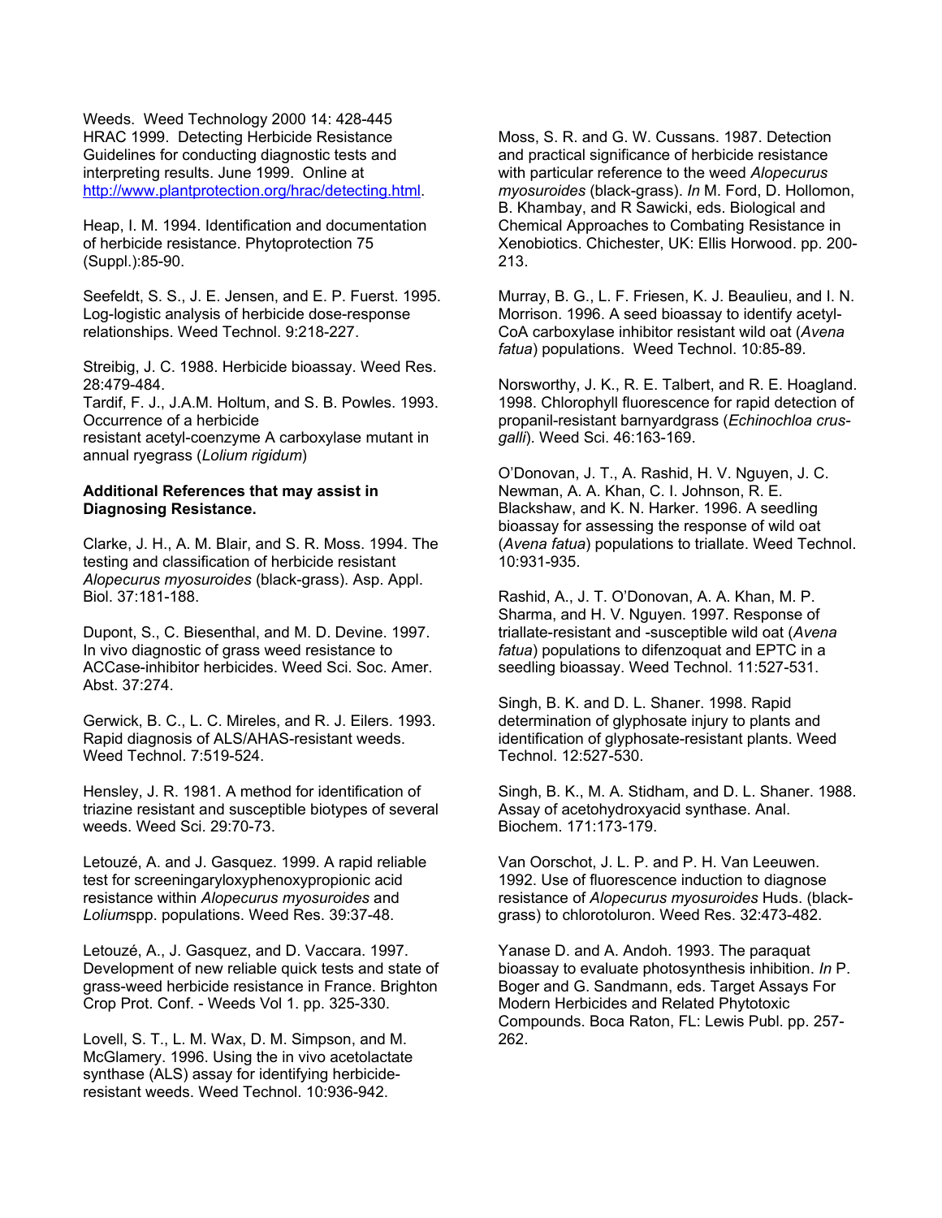Weeds. Weed Technology 2000 14: 428-445

HRAC 1999. Detecting Herbicide Resistance Guidelines for conducting diagnostic tests and interpreting results. June 1999. Online at [http://www.plantprotection.org/hrac/detecting.html](http://www.plantprotection.org/hrac/detecting.html).

Heap, I. M. 1994. Identification and documentation of herbicide resistance. Phytoprotection 75 (Suppl.):85-90.

Seefeldt, S. S., J. E. Jensen, and E. P. Fuerst. 1995. Log-logistic analysis of herbicide dose-response relationships. Weed Technol. 9:218-227.

Streibig, J. C. 1988. Herbicide bioassay. Weed Res. 28:479-484.

Tardif, F. J., J.A.M. Holtum, and S. B. Powles. 1993. Occurrence of a herbicide resistant acetyl-coenzyme A carboxylase mutant in annual ryegrass (*Lolium rigidum*)

**Additional References that may assist in Diagnosing Resistance.**

Clarke, J. H., A. M. Blair, and S. R. Moss. 1994. The testing and classification of herbicide resistant *Alopecurus myosuroides* (black-grass). Asp. Appl. Biol. 37:181-188.

Dupont, S., C. Biesenthal, and M. D. Devine. 1997. In vivo diagnostic of grass weed resistance to ACCase-inhibitor herbicides. Weed Sci. Soc. Amer. Abst. 37:274.

Gerwick, B. C., L. C. Mireles, and R. J. Eilers. 1993. Rapid diagnosis of ALS/AHAS-resistant weeds. Weed Technol. 7:519-524.

Hensley, J. R. 1981. A method for identification of triazine resistant and susceptible biotypes of several weeds. Weed Sci. 29:70-73.

Letouzé, A. and J. Gasquez. 1999. A rapid reliable test for screeningaryloxyphenoxypropionic acid resistance within *Alopecurus myosuroides* and *Lolium*spp. populations. Weed Res. 39:37-48.

Letouzé, A., J. Gasquez, and D. Vaccara. 1997. Development of new reliable quick tests and state of grass-weed herbicide resistance in France. Brighton Crop Prot. Conf. - Weeds Vol 1. pp. 325-330.

Lovell, S. T., L. M. Wax, D. M. Simpson, and M. McGlamery. 1996. Using the in vivo acetolactate synthase (ALS) assay for identifying herbicide-resistant weeds. Weed Technol. 10:936-942.

Moss, S. R. and G. W. Cussans. 1987. Detection and practical significance of herbicide resistance with particular reference to the weed *Alopecurus myosuroides* (black-grass). *In* M. Ford, D. Hollomon, B. Khambay, and R Sawicki, eds. Biological and Chemical Approaches to Combating Resistance in Xenobiotics. Chichester, UK: Ellis Horwood. pp. 200-213.

Murray, B. G., L. F. Friesen, K. J. Beaulieu, and I. N. Morrison. 1996. A seed bioassay to identify acetyl-CoA carboxylase inhibitor resistant wild oat (*Avena fatua*) populations. Weed Technol. 10:85-89.

Norsworthy, J. K., R. E. Talbert, and R. E. Hoagland. 1998. Chlorophyll fluorescence for rapid detection of propanil-resistant barnyardgrass (*Echinochloa crus-galli*). Weed Sci. 46:163-169.

O'Donovan, J. T., A. Rashid, H. V. Nguyen, J. C. Newman, A. A. Khan, C. I. Johnson, R. E. Blackshaw, and K. N. Harker. 1996. A seedling bioassay for assessing the response of wild oat (*Avena fatua*) populations to triallate. Weed Technol. 10:931-935.

Rashid, A., J. T. O'Donovan, A. A. Khan, M. P. Sharma, and H. V. Nguyen. 1997. Response of triallate-resistant and -susceptible wild oat (*Avena fatua*) populations to difenzoquat and EPTC in a seedling bioassay. Weed Technol. 11:527-531.

Singh, B. K. and D. L. Shaner. 1998. Rapid determination of glyphosate injury to plants and identification of glyphosate-resistant plants. Weed Technol. 12:527-530.

Singh, B. K., M. A. Stidham, and D. L. Shaner. 1988. Assay of acetohydroxyacid synthase. Anal. Biochem. 171:173-179.

Van Oorschot, J. L. P. and P. H. Van Leeuwen. 1992. Use of fluorescence induction to diagnose resistance of *Alopecurus myosuroides* Huds. (black-grass) to chlorotoluron. Weed Res. 32:473-482.

Yanase D. and A. Andoh. 1993. The paraquat bioassay to evaluate photosynthesis inhibition. *In* P. Boger and G. Sandmann, eds. Target Assays For Modern Herbicides and Related Phytotoxic Compounds. Boca Raton, FL: Lewis Publ. pp. 257-262.